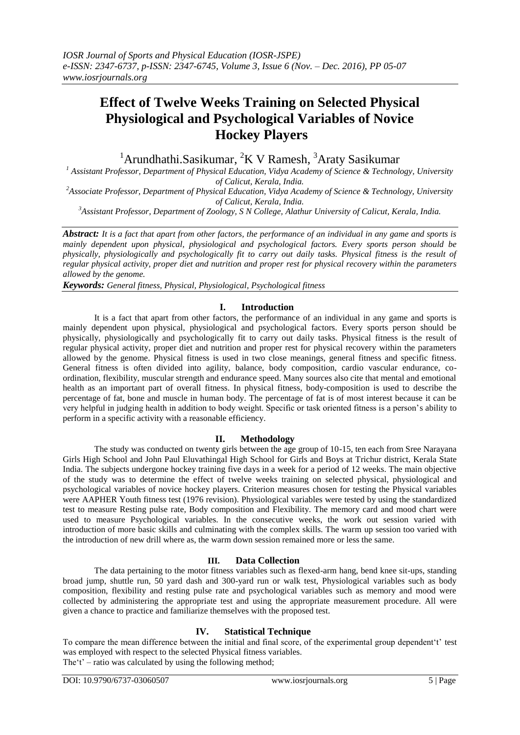# Effect of Twelve Weeks Training on Selected Physical Physiological and Psychological Variables of Novice Hockey Players

[1]Arundhathi.Sasikumar, [2]K V Ramesh, [3]Araty Sasikumar

[1] *Assistant Professor, Department of overall Physical Education, Vidya Academy of Science & Technology, University of Calicut, Kerala, India.*

[2]*Associate Professor, Department of Physical Education, Vidya Academy of Science & Technology, University of Calicut, Kerala, India.*

[3]*Assistant Professor, Department of Zoology, S N College, Alathur University of Calicut, Kerala, India.*

***Abstract:*** *It is a fact that apart from other factors, the performance of an individual in any game and sports is mainly dependent upon physical, physiological and psychological factors. Every sports person should be physically, physiologically and psychologically fit to carry out daily tasks. Physical fitness is the result of regular physical activity, proper diet and nutrition and proper rest for physical recovery within the parameters allowed by the genome.*

***Keywords:*** *General fitness, Physical, Physiological, Psychological fitness*

## I. Introduction

It is a fact that apart from other factors, the performance of an individual in any game and sports is mainly dependent upon physical, physiological and psychological factors. Every sports person should be physically, physiologically and psychologically fit to carry out daily tasks. Physical fitness is the result of regular physical activity, proper diet and nutrition and proper rest for physical recovery within the parameters allowed by the genome. Physical fitness is used in two close meanings, general fitness and specific fitness. General fitness is often divided into agility, balance, body composition, cardio vascular endurance, co-ordination, flexibility, muscular strength and endurance speed. Many sources also cite that mental and emotional health as an important part of overall fitness. In physical fitness, body-composition is used to describe the percentage of fat, bone and muscle in human body. The percentage of fat is of most interest because it can be very helpful in judging health in addition to body weight. Specific or task oriented fitness is a person's ability to perform in a specific activity with a reasonable efficiency.

## II. Methodology

The study was conducted on twenty girls between the age group of 10-15, ten each from Sree Narayana Girls High School and John Paul Eluvathingal High School for Girls and Boys at Trichur district, Kerala State India. The subjects undergone hockey training five days in a week for a period of 12 weeks. The main objective of the study was to determine the effect of twelve weeks training on selected physical, physiological and psychological variables of novice hockey players. Criterion measures chosen for testing the Physical variables were AAPHER Youth fitness test (1976 revision). Physiological variables were tested by using the standardized test to measure Resting pulse rate, Body composition and Flexibility. The memory card and mood chart were used to measure Psychological variables. In the consecutive weeks, the work out session varied with introduction of more basic skills and culminating with the complex skills. The warm up session too varied with the introduction of new drill where as, the warm down session remained more or less the same.

## III. Data Collection

The data pertaining to the motor fitness variables such as flexed-arm hang, bend knee sit-ups, standing broad jump, shuttle run, 50 yard dash and 300-yard run or walk test, Physiological variables such as body composition, flexibility and resting pulse rate and psychological variables such as memory and mood were collected by administering the appropriate test and using the appropriate measurement procedure. All were given a chance to practice and familiarize themselves with the proposed test.

## IV. Statistical Technique

To compare the mean difference between the initial and final score, of the experimental group dependent't' test was employed with respect to the selected Physical fitness variables.

The't' – ratio was calculated by using the following method;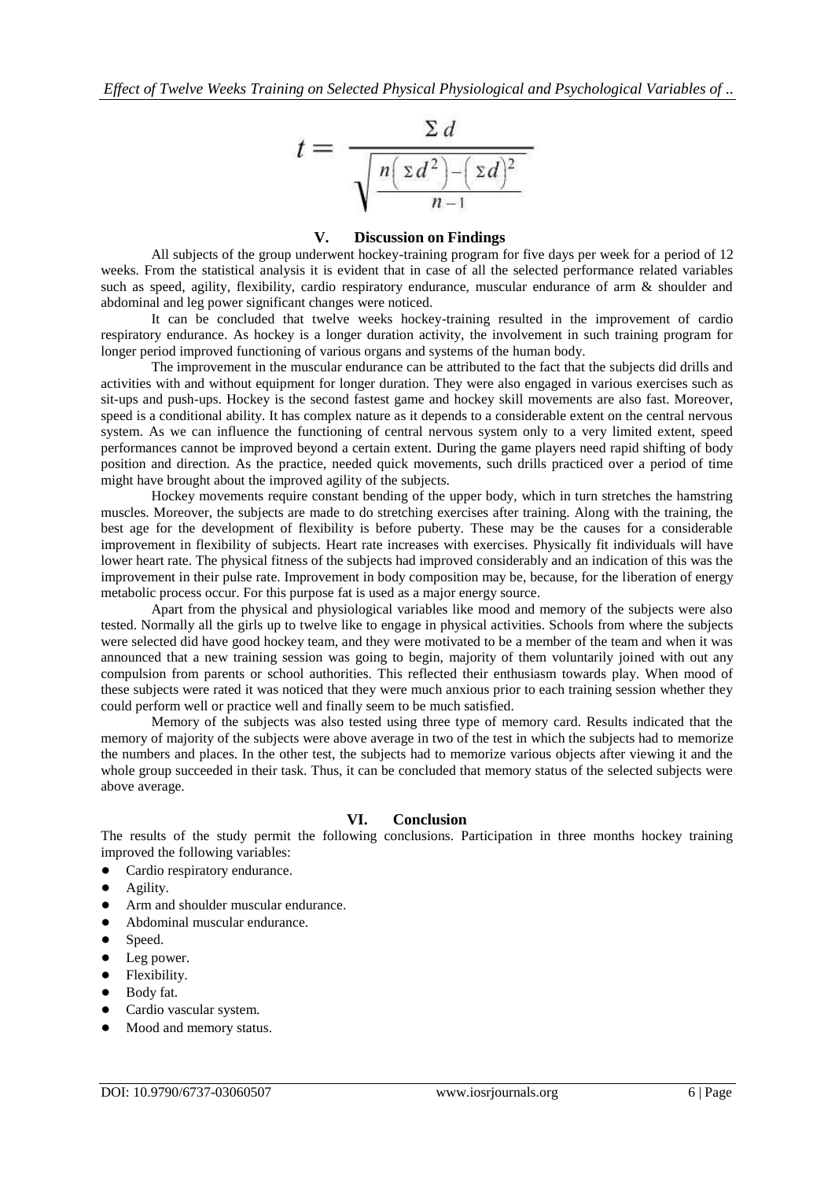$$t = \frac{\Sigma d}{\sqrt{\frac{n\left(\Sigma d^2\right)-\left(\Sigma d\right)^2}{n-1}}}$$

## V. Discussion on Findings

All subjects of the group underwent hockey-training program for five days per week for a period of 12 weeks. From the statistical analysis it is evident that in case of all the selected performance related variables such as speed, agility, flexibility, cardio respiratory endurance, muscular endurance of arm & shoulder and abdominal and leg power significant changes were noticed.

It can be concluded that twelve weeks hockey-training resulted in the improvement of cardio respiratory endurance. As hockey is a longer duration activity, the involvement in such training program for longer period improved functioning of various organs and systems of the human body.

The improvement in the muscular endurance can be attributed to the fact that the subjects did drills and activities with and without equipment for longer duration. They were also engaged in various exercises such as sit-ups and push-ups. Hockey is the second fastest game and hockey skill movements are also fast. Moreover, speed is a conditional ability. It has complex nature as it depends to a considerable extent on the central nervous system. As we can influence the functioning of central nervous system only to a very limited extent, speed performances cannot be improved beyond a certain extent. During the game players need rapid shifting of body position and direction. As the practice, needed quick movements, such drills practiced over a period of time might have brought about the improved agility of the subjects.

Hockey movements require constant bending of the upper body, which in turn stretches the hamstring muscles. Moreover, the subjects are made to do stretching exercises after training. Along with the training, the best age for the development of flexibility is before puberty. These may be the causes for a considerable improvement in flexibility of subjects. Heart rate increases with exercises. Physically fit individuals will have lower heart rate. The physical fitness of the subjects had improved considerably and an indication of this was the improvement in their pulse rate. Improvement in body composition may be, because, for the liberation of energy metabolic process occur. For this purpose fat is used as a major energy source.

Apart from the physical and physiological variables like mood and memory of the subjects were also tested. Normally all the girls up to twelve like to engage in physical activities. Schools from where the subjects were selected did have good hockey team, and they were motivated to be a member of the team and when it was announced that a new training session was going to begin, majority of them voluntarily joined with out any compulsion from parents or school authorities. This reflected their enthusiasm towards play. When mood of these subjects were rated it was noticed that they were much anxious prior to each training session whether they could perform well or practice well and finally seem to be much satisfied.

Memory of the subjects was also tested using three type of memory card. Results indicated that the memory of majority of the subjects were above average in two of the test in which the subjects had to memorize the numbers and places. In the other test, the subjects had to memorize various objects after viewing it and the whole group succeeded in their task. Thus, it can be concluded that memory status of the selected subjects were above average.

## VI. Conclusion

The results of the study permit the following conclusions. Participation in three months hockey training improved the following variables:

- Cardio respiratory endurance.
- Agility.
- Arm and shoulder muscular endurance.
- Abdominal muscular endurance.
- Speed.
- Leg power.
- Flexibility.
- Body fat.
- Cardio vascular system.
- Mood and memory status.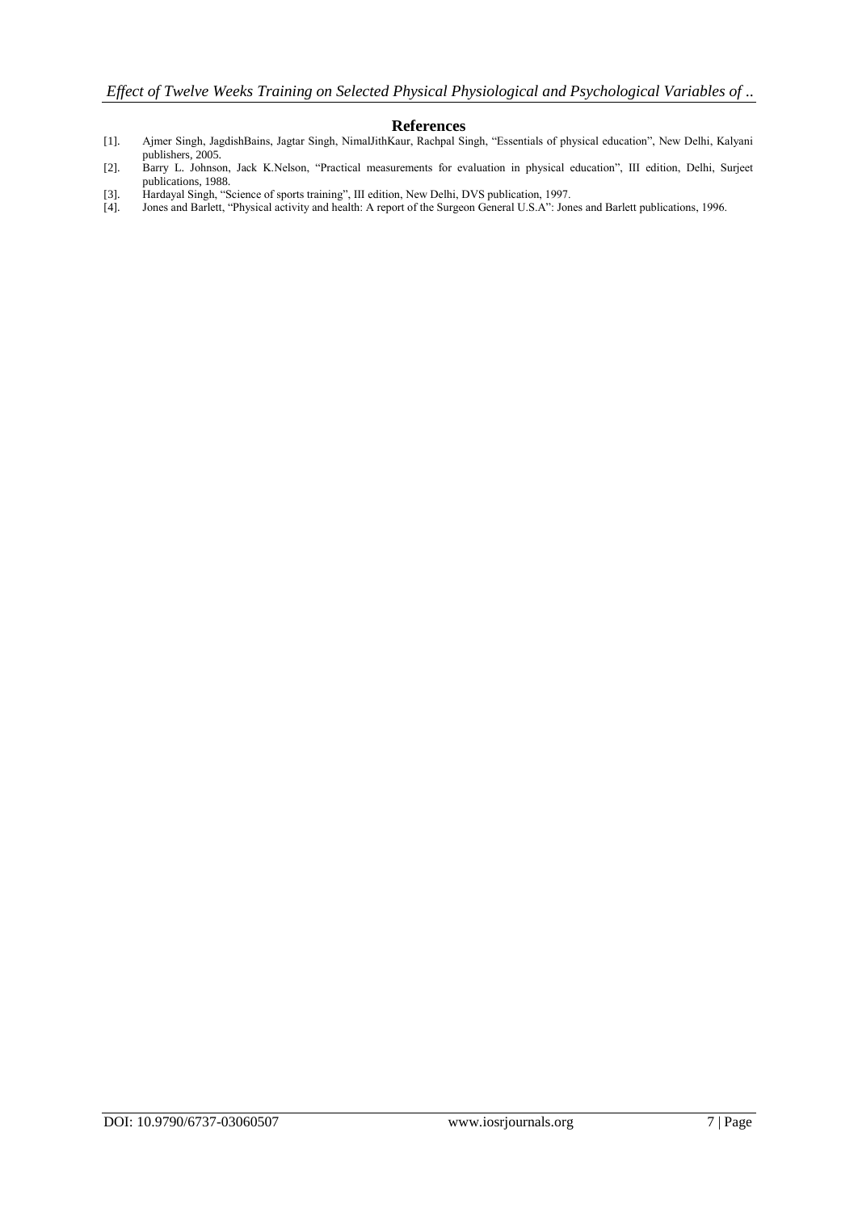## References

[1]. Ajmer Singh, JagdishBains, Jagtar Singh, NimalJithKaur, Rachpal Singh, "Essentials of physical education", New Delhi, Kalyani publishers, 2005.

[2]. Barry L. Johnson, Jack K.Nelson, "Practical measurements for evaluation in physical education", III edition, Delhi, Surjeet publications, 1988.

[3]. Hardayal Singh, "Science of sports training", III edition, New Delhi, DVS publication, 1997.

[4]. Jones and Barlett, "Physical activity and health: A report of the Surgeon General U.S.A": Jones and Barlett publications, 1996.